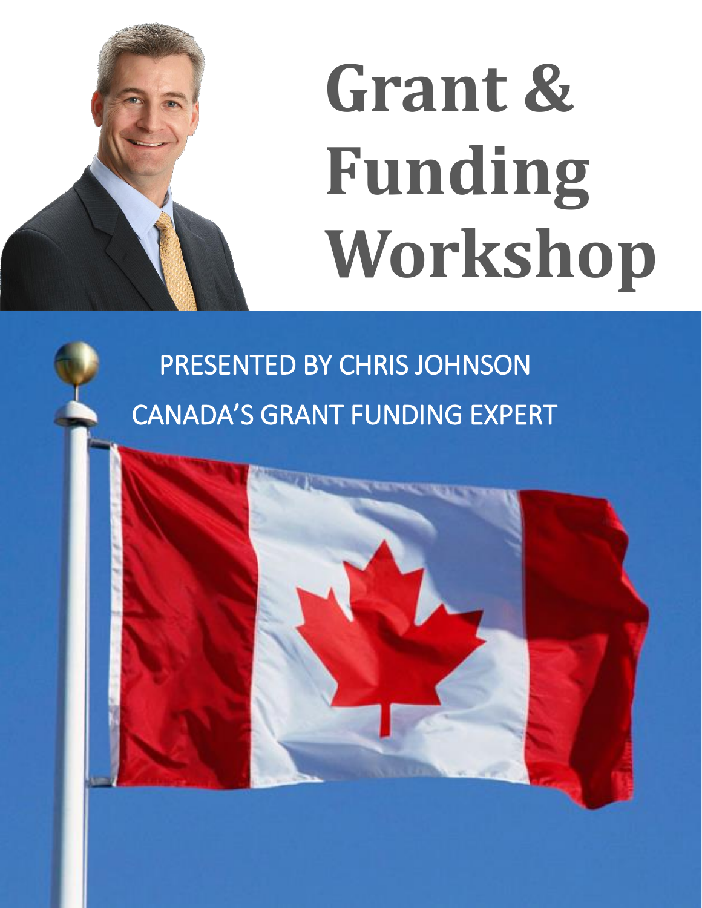# Grant & Funding Workshop

PRESENTED BY CHRIS JOHNSON

CANADA'S GRANT FUNDING EXPERT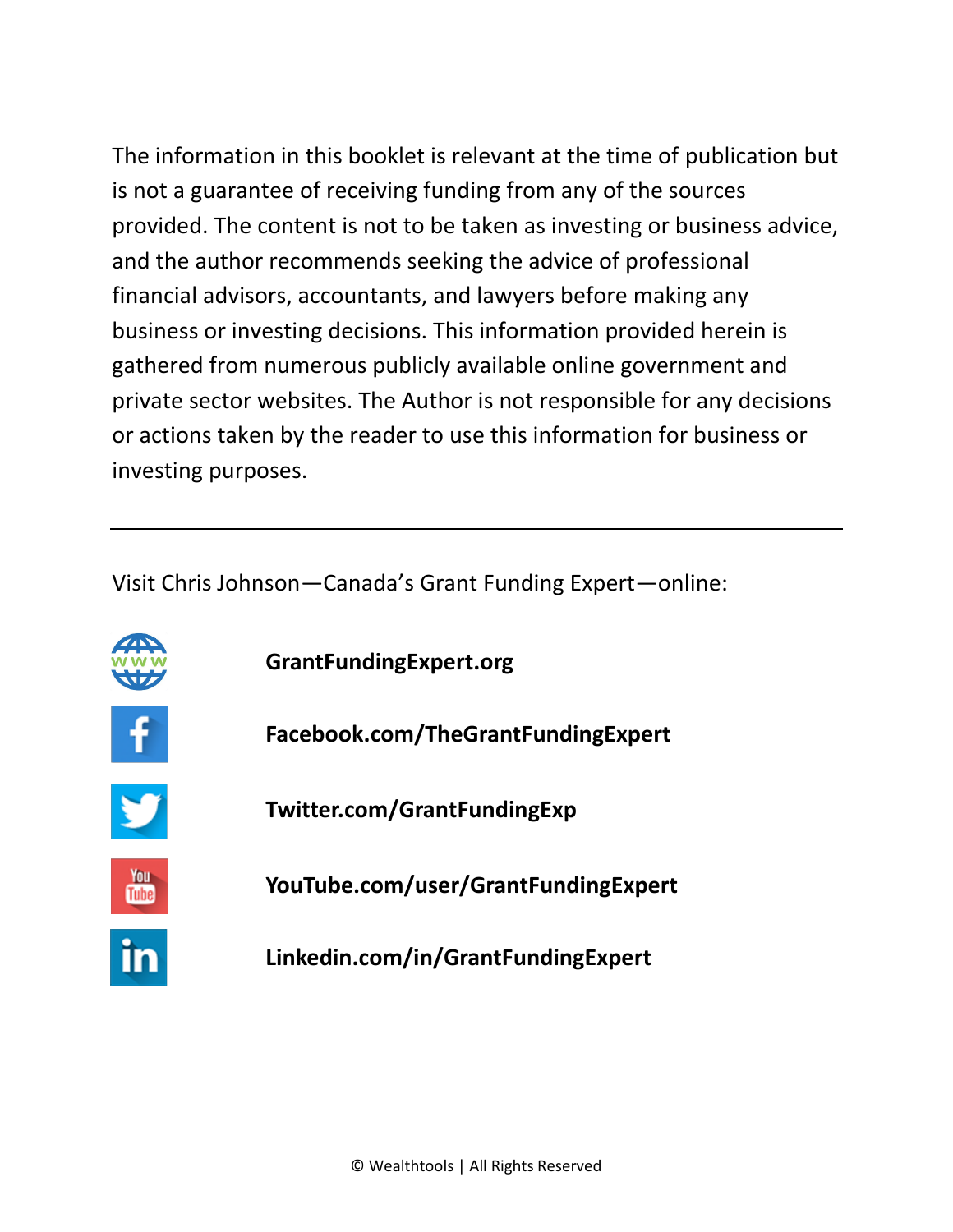The information in this booklet is relevant at the time of publication but is not a guarantee of receiving funding from any of the sources provided. The content is not to be taken as investing or business advice, and the author recommends seeking the advice of professional financial advisors, accountants, and lawyers before making any business or investing decisions. This information provided herein is gathered from numerous publicly available online government and private sector websites. The Author is not responsible for any decisions or actions taken by the reader to use this information for business or investing purposes.

---

Visit Chris Johnson—Canada's Grant Funding Expert—online:

**GrantFundingExpert.org**

**Facebook.com/TheGrantFundingExpert**

**Twitter.com/GrantFundingExp**

**YouTube.com/user/GrantFundingExpert**

**Linkedin.com/in/GrantFundingExpert**

© Wealthtools | All Rights Reserved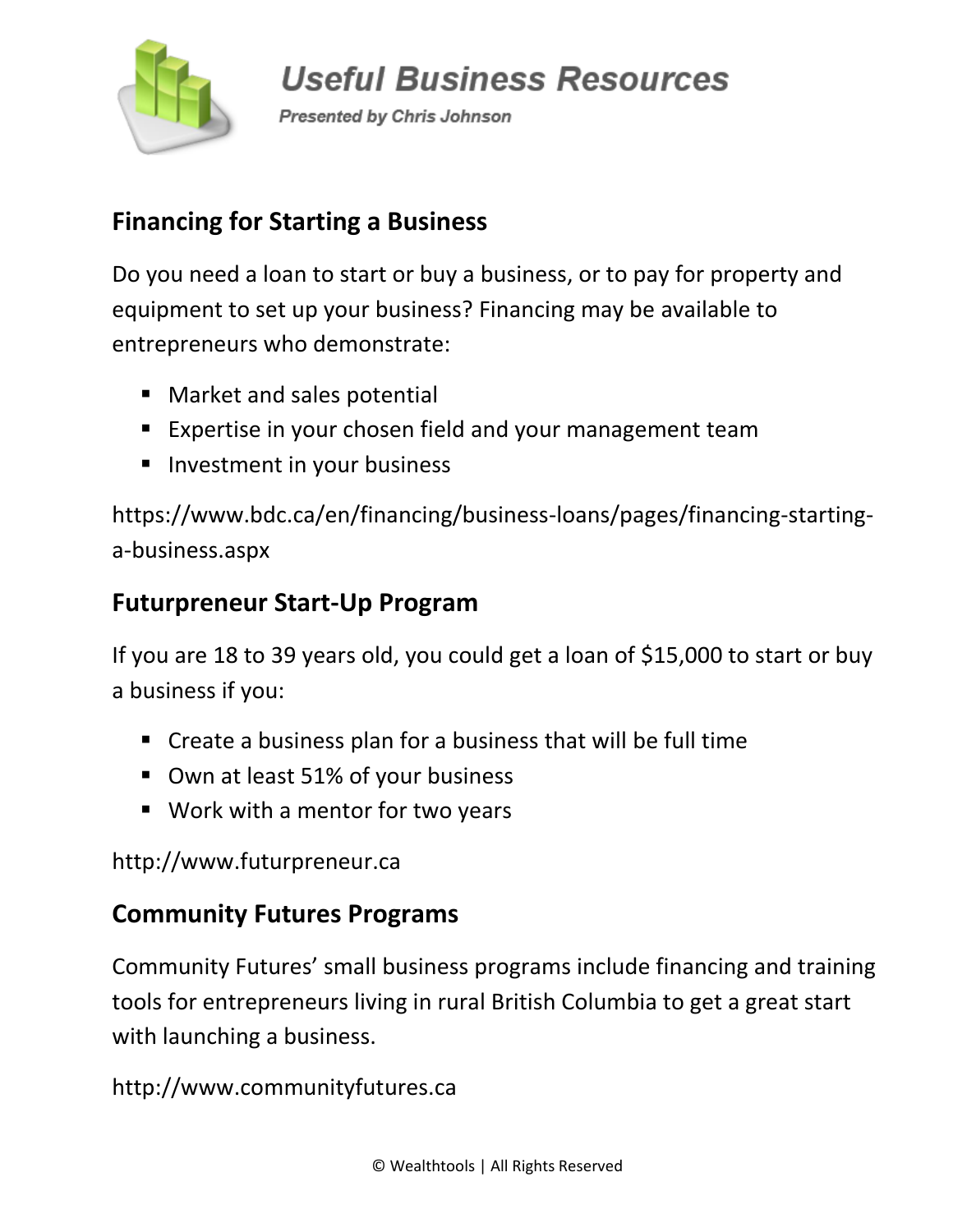## Financing for Starting a Business

Do you need a loan to start or buy a business, or to pay for property and equipment to set up your business? Financing may be available to entrepreneurs who demonstrate:

- Market and sales potential
- Expertise in your chosen field and your management team
- Investment in your business

https://www.bdc.ca/en/financing/business-loans/pages/financing-starting-a-business.aspx

## Futurpreneur Start-Up Program

If you are 18 to 39 years old, you could get a loan of $15,000 to start or buy a business if you:

- Create a business plan for a business that will be full time
- Own at least 51% of your business
- Work with a mentor for two years

http://www.futurpreneur.ca

## Community Futures Programs

Community Futures' small business programs include financing and training tools for entrepreneurs living in rural British Columbia to get a great start with launching a business.

http://www.communityfutures.ca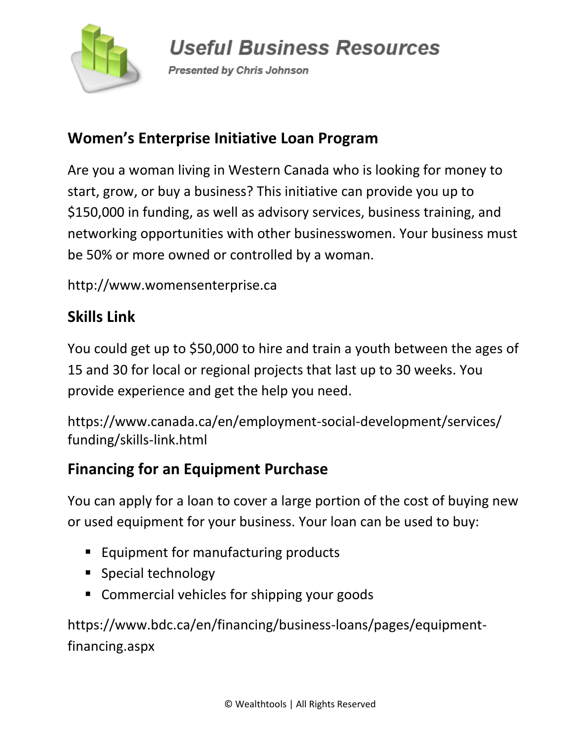## Women's Enterprise Initiative Loan Program

Are you a woman living in Western Canada who is looking for money to start, grow, or buy a business? This initiative can provide you up to $150,000 in funding, as well as advisory services, business training, and networking opportunities with other businesswomen. Your business must be 50% or more owned or controlled by a woman.

http://www.womensenterprise.ca

## Skills Link

You could get up to $50,000 to hire and train a youth between the ages of 15 and 30 for local or regional projects that last up to 30 weeks. You provide experience and get the help you need.

https://www.canada.ca/en/employment-social-development/services/funding/skills-link.html

## Financing for an Equipment Purchase

You can apply for a loan to cover a large portion of the cost of buying new or used equipment for your business. Your loan can be used to buy:

- Equipment for manufacturing products
- Special technology
- Commercial vehicles for shipping your goods

https://www.bdc.ca/en/financing/business-loans/pages/equipment-financing.aspx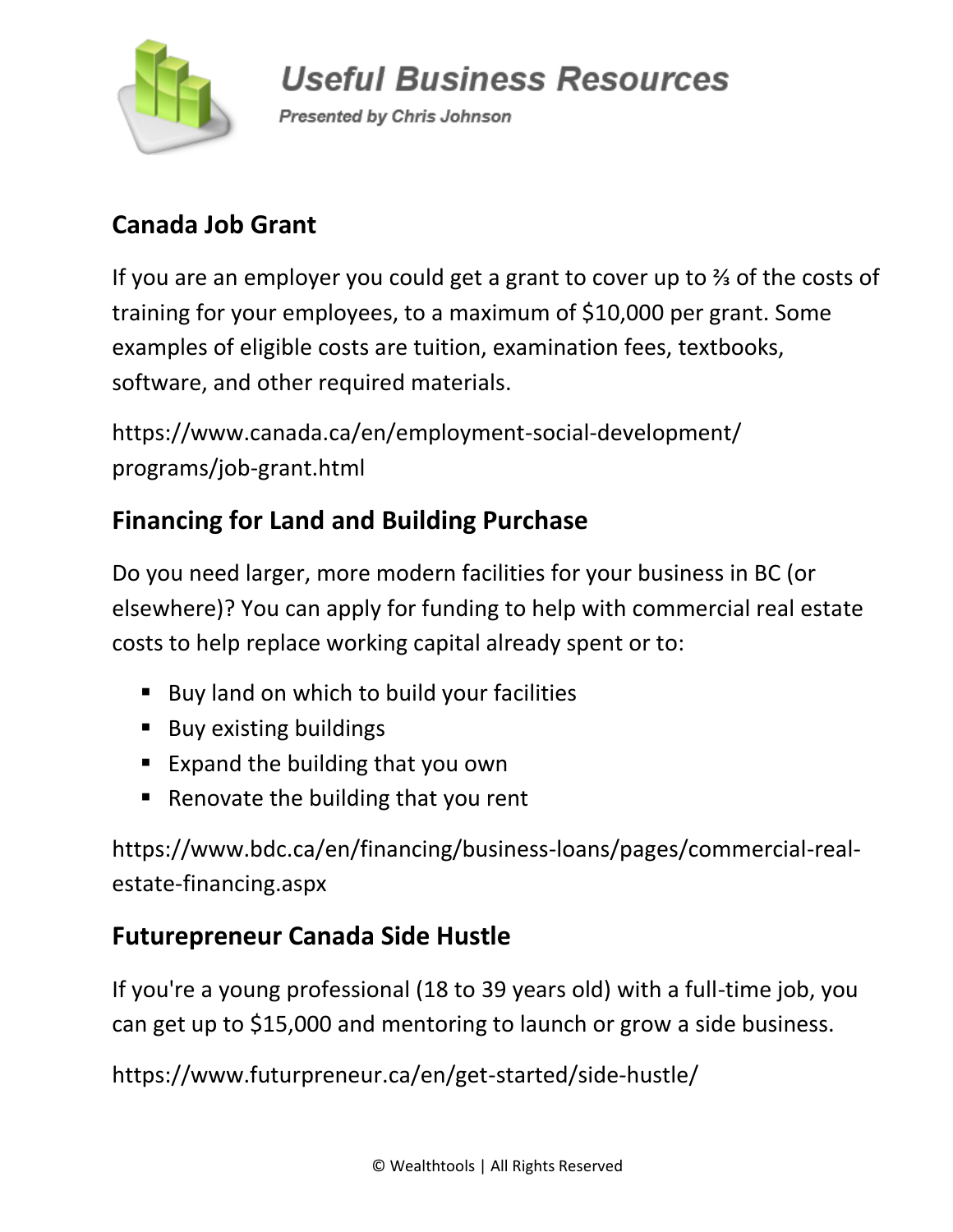## Canada Job Grant

If you are an employer you could get a grant to cover up to ⅔ of the costs of training for your employees, to a maximum of $10,000 per grant. Some examples of eligible costs are tuition, examination fees, textbooks, software, and other required materials.

https://www.canada.ca/en/employment-social-development/programs/job-grant.html

## Financing for Land and Building Purchase

Do you need larger, more modern facilities for your business in BC (or elsewhere)? You can apply for funding to help with commercial real estate costs to help replace working capital already spent or to:

- Buy land on which to build your facilities
- Buy existing buildings
- Expand the building that you own
- Renovate the building that you rent

https://www.bdc.ca/en/financing/business-loans/pages/commercial-real-estate-financing.aspx

## Futurepreneur Canada Side Hustle

If you're a young professional (18 to 39 years old) with a full-time job, you can get up to $15,000 and mentoring to launch or grow a side business.

https://www.futurpreneur.ca/en/get-started/side-hustle/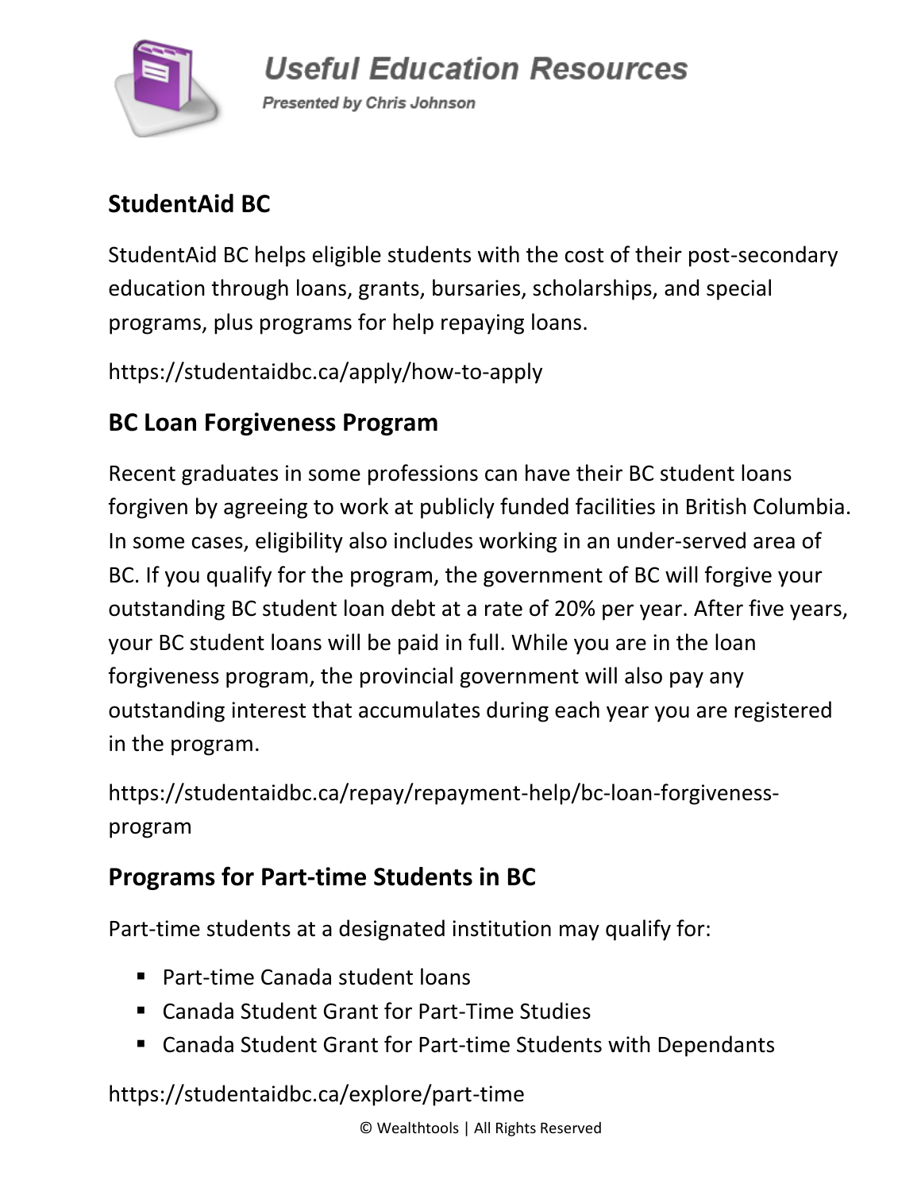## StudentAid BC

StudentAid BC helps eligible students with the cost of their post-secondary education through loans, grants, bursaries, scholarships, and special programs, plus programs for help repaying loans.

https://studentaidbc.ca/apply/how-to-apply

## BC Loan Forgiveness Program

Recent graduates in some professions can have their BC student loans forgiven by agreeing to work at publicly funded facilities in British Columbia. In some cases, eligibility also includes working in an under-served area of BC. If you qualify for the program, the government of BC will forgive your outstanding BC student loan debt at a rate of 20% per year. After five years, your BC student loans will be paid in full. While you are in the loan forgiveness program, the provincial government will also pay any outstanding interest that accumulates during each year you are registered in the program.

https://studentaidbc.ca/repay/repayment-help/bc-loan-forgiveness-program

## Programs for Part-time Students in BC

Part-time students at a designated institution may qualify for:

- Part-time Canada student loans
- Canada Student Grant for Part-Time Studies
- Canada Student Grant for Part-time Students with Dependants

https://studentaidbc.ca/explore/part-time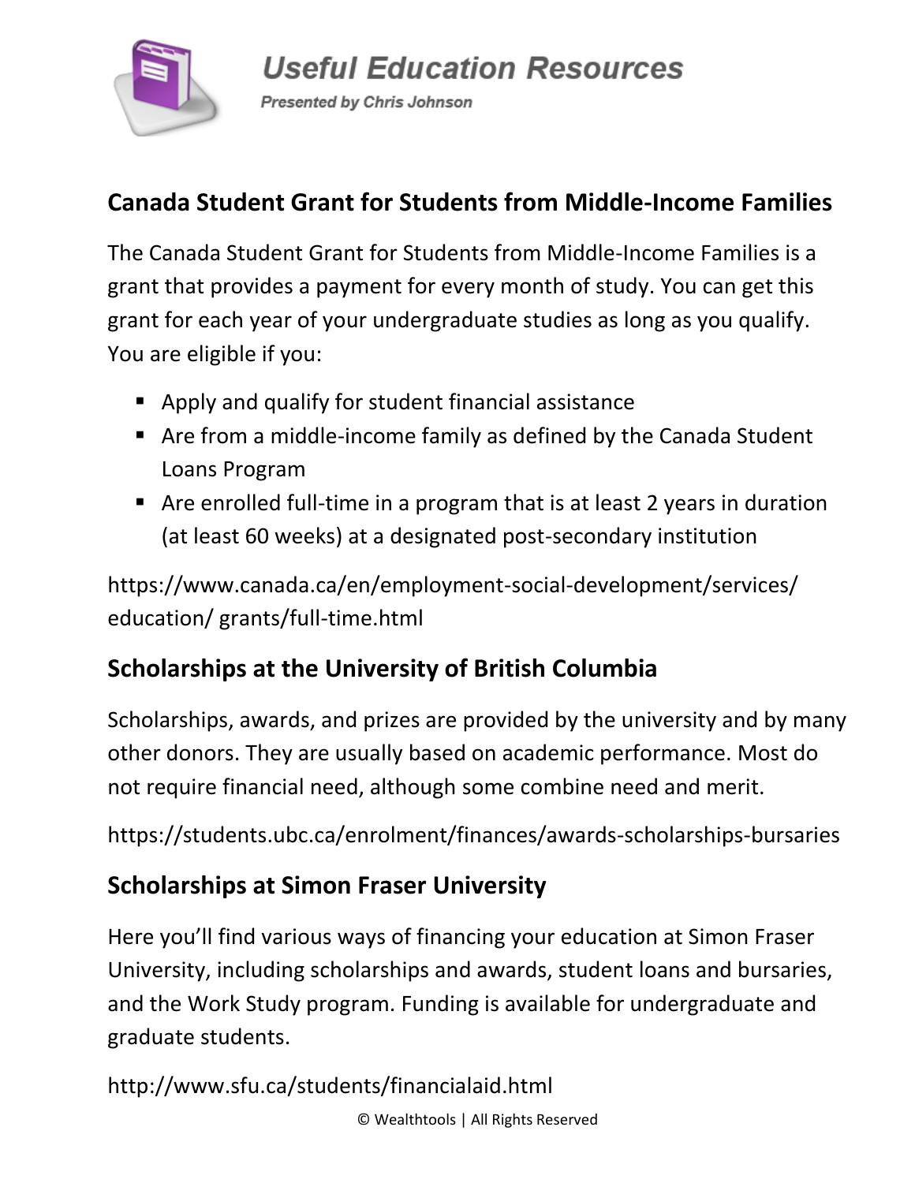## Canada Student Grant for Students from Middle-Income Families

The Canada Student Grant for Students from Middle-Income Families is a grant that provides a payment for every month of study. You can get this grant for each year of your undergraduate studies as long as you qualify. You are eligible if you:

- Apply and qualify for student financial assistance
- Are from a middle-income family as defined by the Canada Student Loans Program
- Are enrolled full-time in a program that is at least 2 years in duration (at least 60 weeks) at a designated post-secondary institution

https://www.canada.ca/en/employment-social-development/services/education/ grants/full-time.html

## Scholarships at the University of British Columbia

Scholarships, awards, and prizes are provided by the university and by many other donors. They are usually based on academic performance. Most do not require financial need, although some combine need and merit.

https://students.ubc.ca/enrolment/finances/awards-scholarships-bursaries

## Scholarships at Simon Fraser University

Here you'll find various ways of financing your education at Simon Fraser University, including scholarships and awards, student loans and bursaries, and the Work Study program. Funding is available for undergraduate and graduate students.

http://www.sfu.ca/students/financialaid.html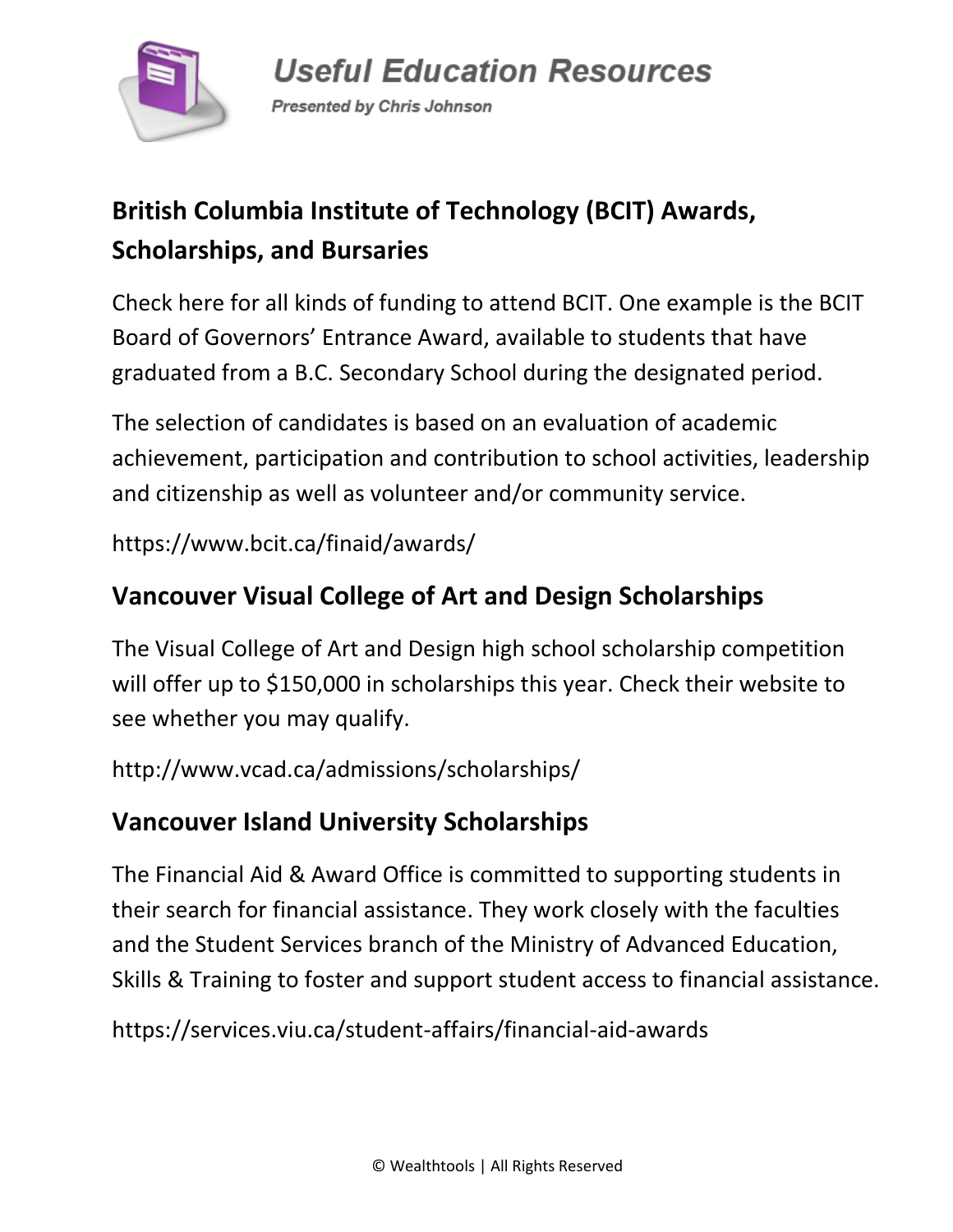## British Columbia Institute of Technology (BCIT) Awards, Scholarships, and Bursaries

Check here for all kinds of funding to attend BCIT. One example is the BCIT Board of Governors' Entrance Award, available to students that have graduated from a B.C. Secondary School during the designated period.

The selection of candidates is based on an evaluation of academic achievement, participation and contribution to school activities, leadership and citizenship as well as volunteer and/or community service.

https://www.bcit.ca/finaid/awards/

## Vancouver Visual College of Art and Design Scholarships

The Visual College of Art and Design high school scholarship competition will offer up to $150,000 in scholarships this year. Check their website to see whether you may qualify.

http://www.vcad.ca/admissions/scholarships/

## Vancouver Island University Scholarships

The Financial Aid & Award Office is committed to supporting students in their search for financial assistance. They work closely with the faculties and the Student Services branch of the Ministry of Advanced Education, Skills & Training to foster and support student access to financial assistance.

https://services.viu.ca/student-affairs/financial-aid-awards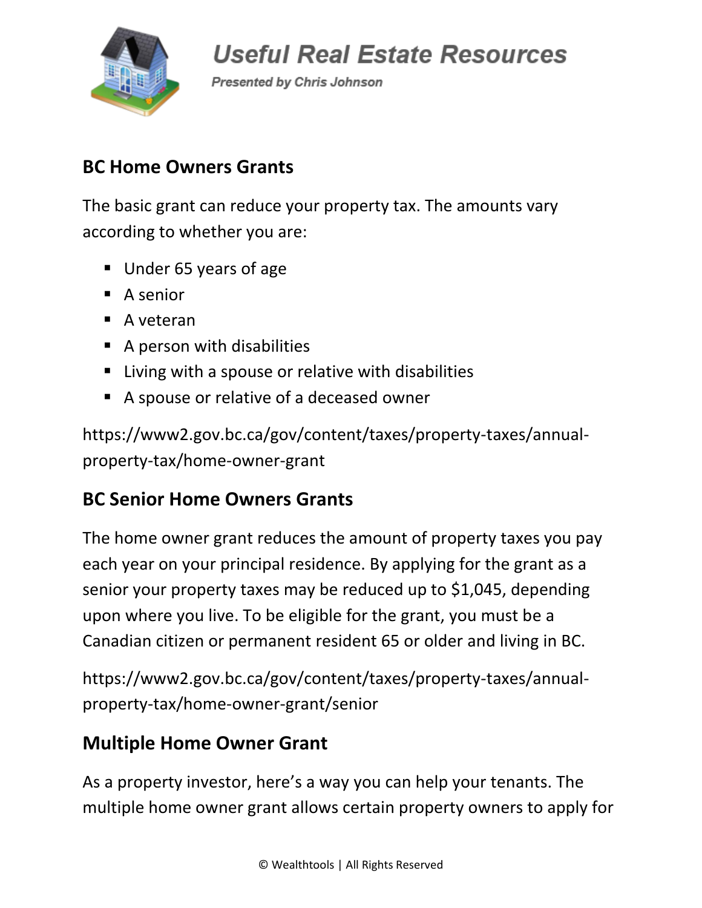## BC Home Owners Grants

The basic grant can reduce your property tax. The amounts vary according to whether you are:

- Under 65 years of age
- A senior
- A veteran
- A person with disabilities
- Living with a spouse or relative with disabilities
- A spouse or relative of a deceased owner

https://www2.gov.bc.ca/gov/content/taxes/property-taxes/annual-property-tax/home-owner-grant

## BC Senior Home Owners Grants

The home owner grant reduces the amount of property taxes you pay each year on your principal residence. By applying for the grant as a senior your property taxes may be reduced up to $1,045, depending upon where you live. To be eligible for the grant, you must be a Canadian citizen or permanent resident 65 or older and living in BC.

https://www2.gov.bc.ca/gov/content/taxes/property-taxes/annual-property-tax/home-owner-grant/senior

## Multiple Home Owner Grant

As a property investor, here's a way you can help your tenants. The multiple home owner grant allows certain property owners to apply for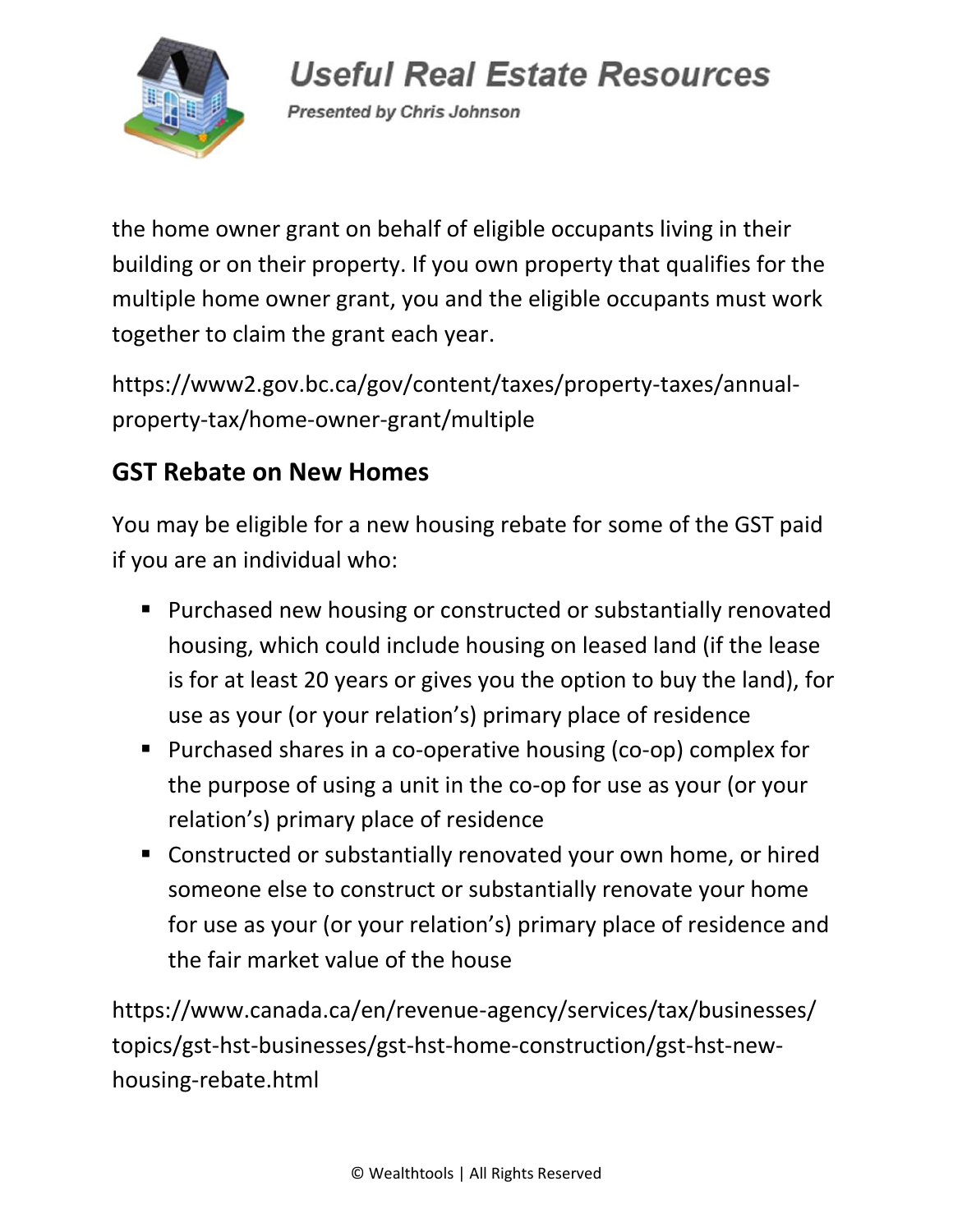the home owner grant on behalf of eligible occupants living in their building or on their property. If you own property that qualifies for the multiple home owner grant, you and the eligible occupants must work together to claim the grant each year.

https://www2.gov.bc.ca/gov/content/taxes/property-taxes/annual-property-tax/home-owner-grant/multiple

## GST Rebate on New Homes

You may be eligible for a new housing rebate for some of the GST paid if you are an individual who:

- Purchased new housing or constructed or substantially renovated housing, which could include housing on leased land (if the lease is for at least 20 years or gives you the option to buy the land), for use as your (or your relation's) primary place of residence
- Purchased shares in a co-operative housing (co-op) complex for the purpose of using a unit in the co-op for use as your (or your relation's) primary place of residence
- Constructed or substantially renovated your own home, or hired someone else to construct or substantially renovate your home for use as your (or your relation's) primary place of residence and the fair market value of the house

https://www.canada.ca/en/revenue-agency/services/tax/businesses/topics/gst-hst-businesses/gst-hst-home-construction/gst-hst-new-housing-rebate.html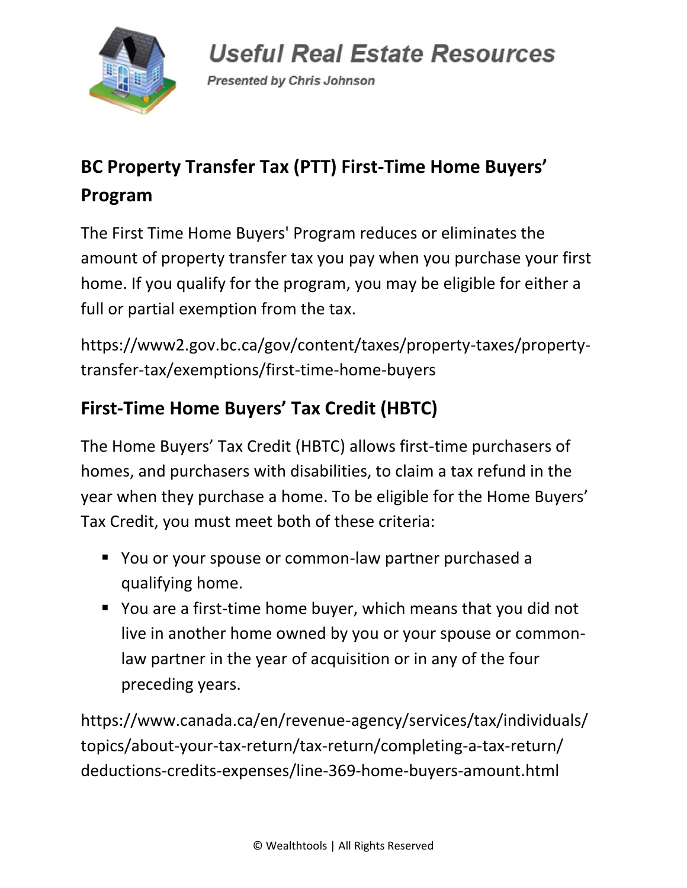## BC Property Transfer Tax (PTT) First-Time Home Buyers' Program

The First Time Home Buyers' Program reduces or eliminates the amount of property transfer tax you pay when you purchase your first home. If you qualify for the program, you may be eligible for either a full or partial exemption from the tax.

https://www2.gov.bc.ca/gov/content/taxes/property-taxes/property-transfer-tax/exemptions/first-time-home-buyers

## First-Time Home Buyers' Tax Credit (HBTC)

The Home Buyers' Tax Credit (HBTC) allows first-time purchasers of homes, and purchasers with disabilities, to claim a tax refund in the year when they purchase a home. To be eligible for the Home Buyers' Tax Credit, you must meet both of these criteria:

- You or your spouse or common-law partner purchased a qualifying home.
- You are a first-time home buyer, which means that you did not live in another home owned by you or your spouse or common-law partner in the year of acquisition or in any of the four preceding years.

https://www.canada.ca/en/revenue-agency/services/tax/individuals/topics/about-your-tax-return/tax-return/completing-a-tax-return/deductions-credits-expenses/line-369-home-buyers-amount.html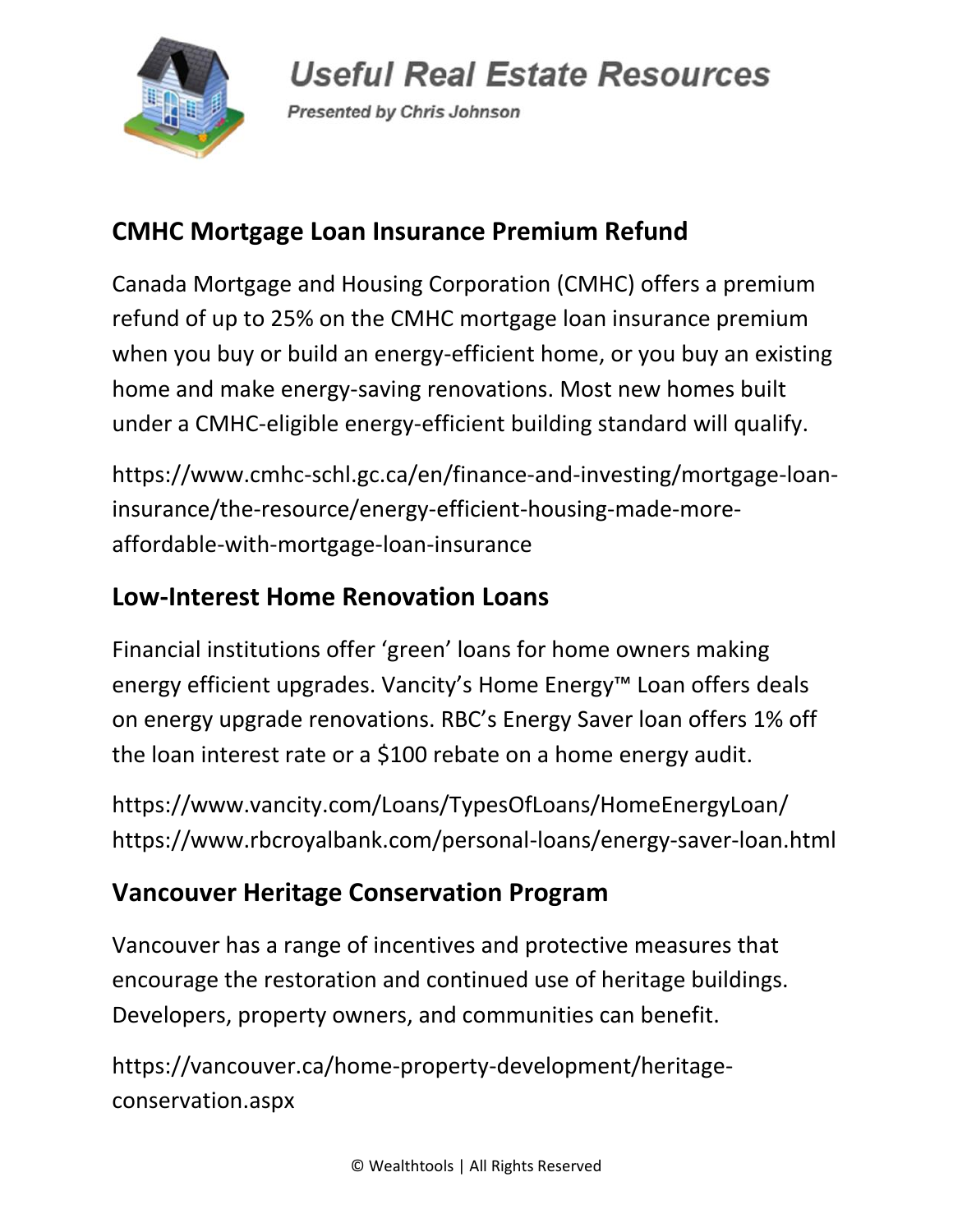## CMHC Mortgage Loan Insurance Premium Refund

Canada Mortgage and Housing Corporation (CMHC) offers a premium refund of up to 25% on the CMHC mortgage loan insurance premium when you buy or build an energy-efficient home, or you buy an existing home and make energy-saving renovations. Most new homes built under a CMHC-eligible energy-efficient building standard will qualify.

https://www.cmhc-schl.gc.ca/en/finance-and-investing/mortgage-loan-insurance/the-resource/energy-efficient-housing-made-more-affordable-with-mortgage-loan-insurance

## Low-Interest Home Renovation Loans

Financial institutions offer 'green' loans for home owners making energy efficient upgrades. Vancity's Home Energy™ Loan offers deals on energy upgrade renovations. RBC's Energy Saver loan offers 1% off the loan interest rate or a $100 rebate on a home energy audit.

https://www.vancity.com/Loans/TypesOfLoans/HomeEnergyLoan/
https://www.rbcroyalbank.com/personal-loans/energy-saver-loan.html

## Vancouver Heritage Conservation Program

Vancouver has a range of incentives and protective measures that encourage the restoration and continued use of heritage buildings. Developers, property owners, and communities can benefit.

https://vancouver.ca/home-property-development/heritage-conservation.aspx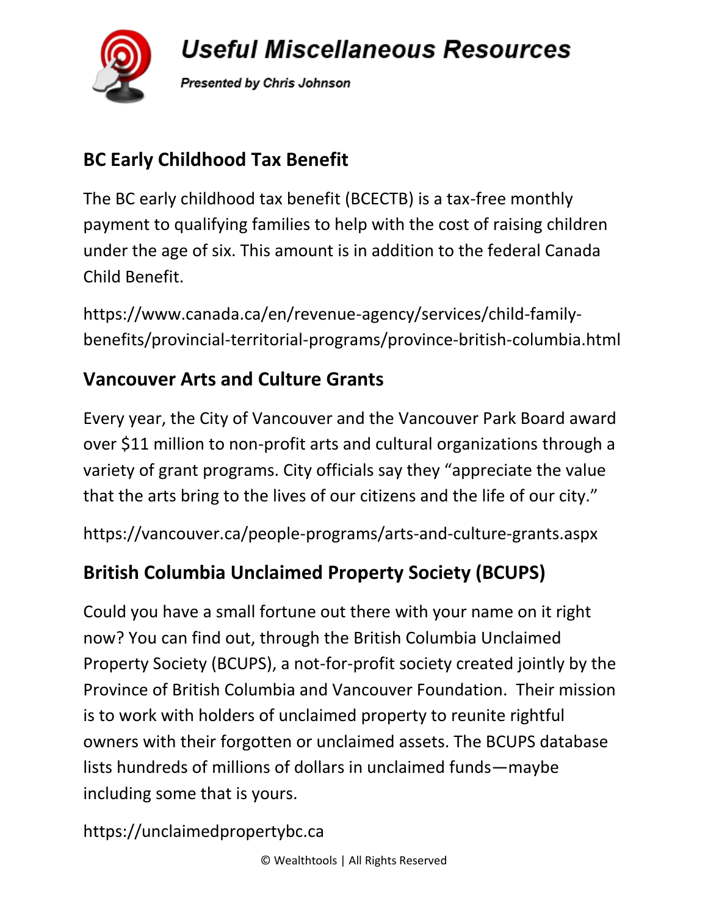## BC Early Childhood Tax Benefit

The BC early childhood tax benefit (BCECTB) is a tax-free monthly payment to qualifying families to help with the cost of raising children under the age of six. This amount is in addition to the federal Canada Child Benefit.

https://www.canada.ca/en/revenue-agency/services/child-family-benefits/provincial-territorial-programs/province-british-columbia.html

## Vancouver Arts and Culture Grants

Every year, the City of Vancouver and the Vancouver Park Board award over $11 million to non-profit arts and cultural organizations through a variety of grant programs. City officials say they “appreciate the value that the arts bring to the lives of our citizens and the life of our city.”

https://vancouver.ca/people-programs/arts-and-culture-grants.aspx

## British Columbia Unclaimed Property Society (BCUPS)

Could you have a small fortune out there with your name on it right now? You can find out, through the British Columbia Unclaimed Property Society (BCUPS), a not-for-profit society created jointly by the Province of British Columbia and Vancouver Foundation. Their mission is to work with holders of unclaimed property to reunite rightful owners with their forgotten or unclaimed assets. The BCUPS database lists hundreds of millions of dollars in unclaimed funds—maybe including some that is yours.

https://unclaimedpropertybc.ca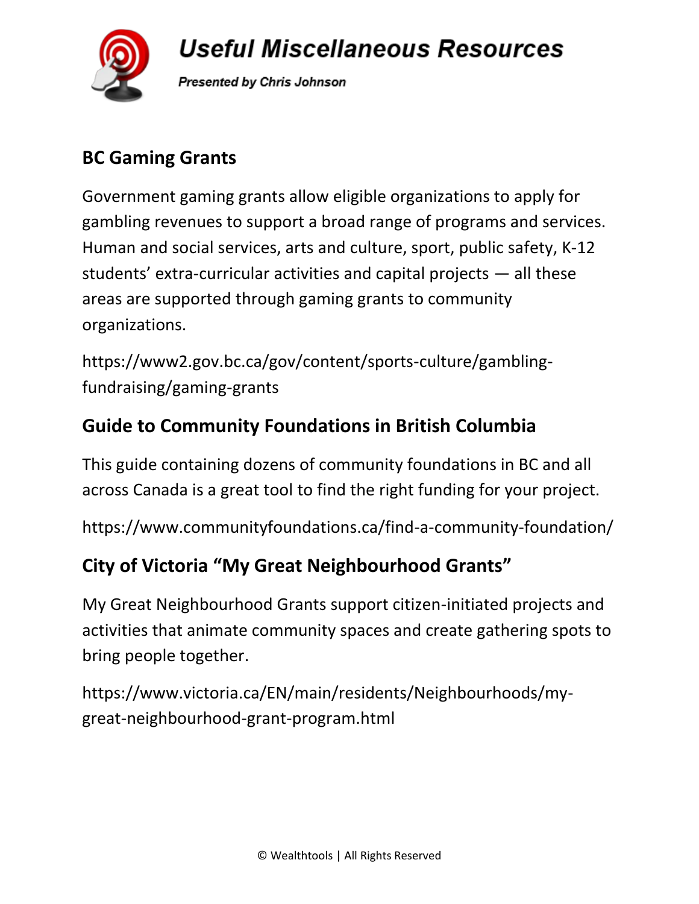## BC Gaming Grants

Government gaming grants allow eligible organizations to apply for gambling revenues to support a broad range of programs and services. Human and social services, arts and culture, sport, public safety, K-12 students' extra-curricular activities and capital projects — all these areas are supported through gaming grants to community organizations.

https://www2.gov.bc.ca/gov/content/sports-culture/gambling-fundraising/gaming-grants

## Guide to Community Foundations in British Columbia

This guide containing dozens of community foundations in BC and all across Canada is a great tool to find the right funding for your project.

https://www.communityfoundations.ca/find-a-community-foundation/

## City of Victoria "My Great Neighbourhood Grants"

My Great Neighbourhood Grants support citizen-initiated projects and activities that animate community spaces and create gathering spots to bring people together.

https://www.victoria.ca/EN/main/residents/Neighbourhoods/my-great-neighbourhood-grant-program.html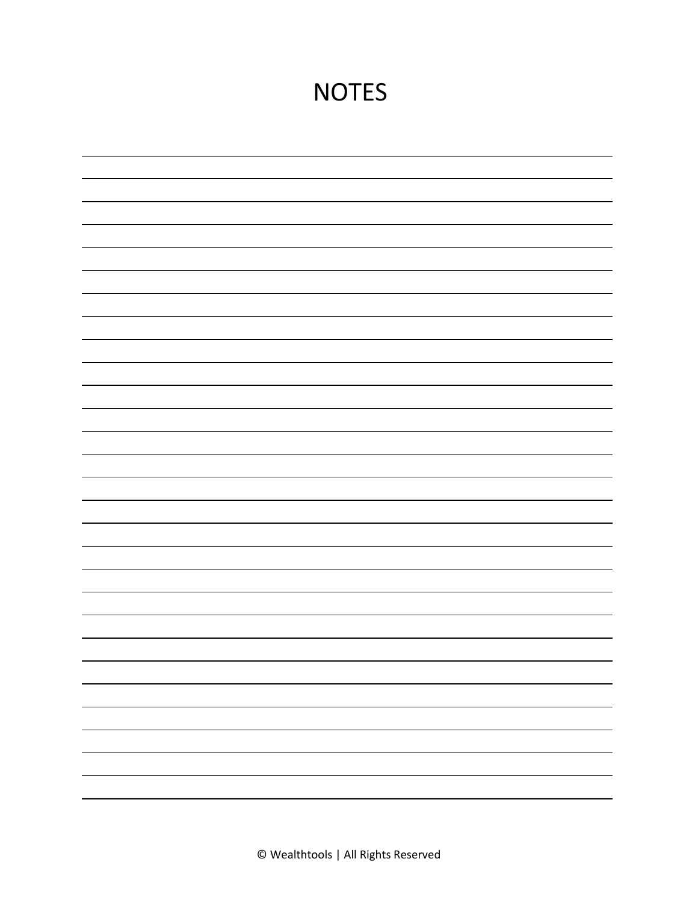# NOTES